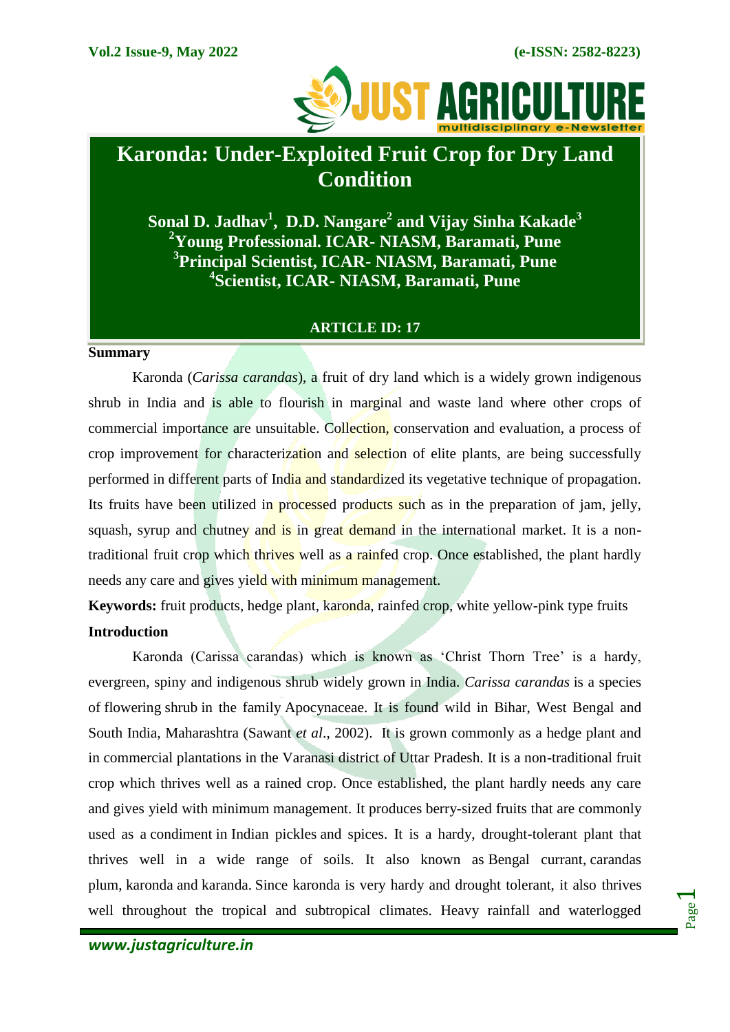# Karonda: Under-Exploited Fruit Crop for Dry Land Condition

**Sonal D. Jadhav[1], D.D. Nangare[2] and Vijay Sinha Kakade[3]**
**[2]Young Professional. ICAR- NIASM, Baramati, Pune**
**[3]Principal Scientist, ICAR- NIASM, Baramati, Pune**
**[4]Scientist, ICAR- NIASM, Baramati, Pune**

**ARTICLE ID: 17**

## Summary

Karonda (*Carissa carandas*), a fruit of dry land which is a widely grown indigenous shrub in India and is able to flourish in marginal and waste land where other crops of commercial importance are unsuitable. Collection, conservation and evaluation, a process of crop improvement for characterization and selection of elite plants, are being successfully performed in different parts of India and standardized its vegetative technique of propagation. Its fruits have been utilized in processed products such as in the preparation of jam, jelly, squash, syrup and chutney and is in great demand in the international market. It is a non-traditional fruit crop which thrives well as a rainfed crop. Once established, the plant hardly needs any care and gives yield with minimum management.

**Keywords:** fruit products, hedge plant, karonda, rainfed crop, white yellow-pink type fruits

## Introduction

Karonda (Carissa carandas) which is known as 'Christ Thorn Tree' is a hardy, evergreen, spiny and indigenous shrub widely grown in India. *Carissa carandas* is a species of flowering shrub in the family Apocynaceae. It is found wild in Bihar, West Bengal and South India, Maharashtra (Sawant *et al*., 2002). It is grown commonly as a hedge plant and in commercial plantations in the Varanasi district of Uttar Pradesh. It is a non-traditional fruit crop which thrives well as a rained crop. Once established, the plant hardly needs any care and gives yield with minimum management. It produces berry-sized fruits that are commonly used as a condiment in Indian pickles and spices. It is a hardy, drought-tolerant plant that thrives well in a wide range of soils. It also known as Bengal currant, carandas plum, karonda and karanda. Since karonda is very hardy and drought tolerant, it also thrives well throughout the tropical and subtropical climates. Heavy rainfall and waterlogged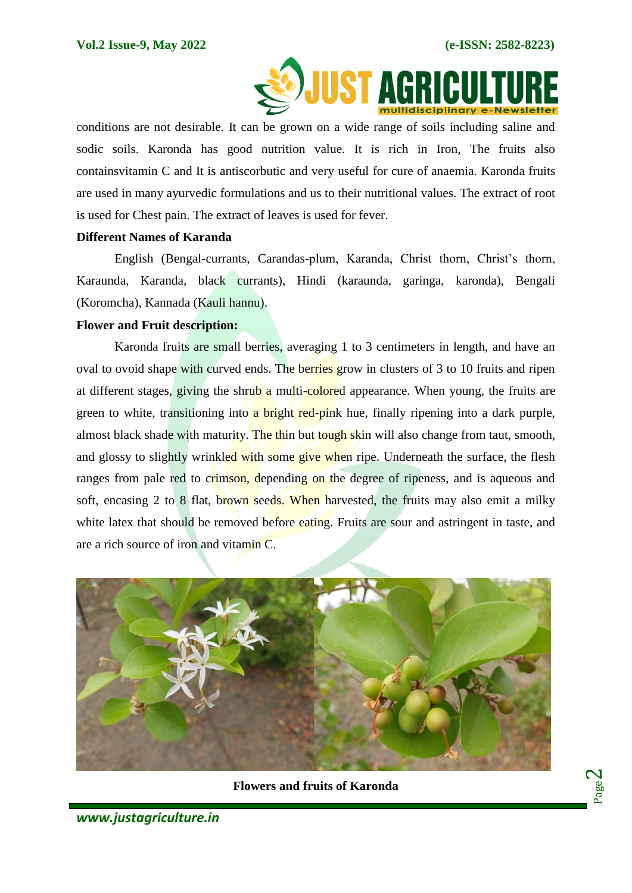conditions are not desirable. It can be grown on a wide range of soils including saline and sodic soils. Karonda has good nutrition value. It is rich in Iron, The fruits also containsvitamin C and It is antiscorbutic and very useful for cure of anaemia. Karonda fruits are used in many ayurvedic formulations and us to their nutritional values. The extract of root is used for Chest pain. The extract of leaves is used for fever.

**Different Names of Karanda**

English (Bengal-currants, Carandas-plum, Karanda, Christ thorn, Christ's thorn, Karaunda, Karanda, black currants), Hindi (karaunda, garinga, karonda), Bengali (Koromcha), Kannada (Kauli hannu).

**Flower and Fruit description:**

Karonda fruits are small berries, averaging 1 to 3 centimeters in length, and have an oval to ovoid shape with curved ends. The berries grow in clusters of 3 to 10 fruits and ripen at different stages, giving the shrub a multi-colored appearance. When young, the fruits are green to white, transitioning into a bright red-pink hue, finally ripening into a dark purple, almost black shade with maturity. The thin but tough skin will also change from taut, smooth, and glossy to slightly wrinkled with some give when ripe. Underneath the surface, the flesh ranges from pale red to crimson, depending on the degree of ripeness, and is aqueous and soft, encasing 2 to 8 flat, brown seeds. When harvested, the fruits may also emit a milky white latex that should be removed before eating. Fruits are sour and astringent in taste, and are a rich source of iron and vitamin C.

**Flowers and fruits of Karonda**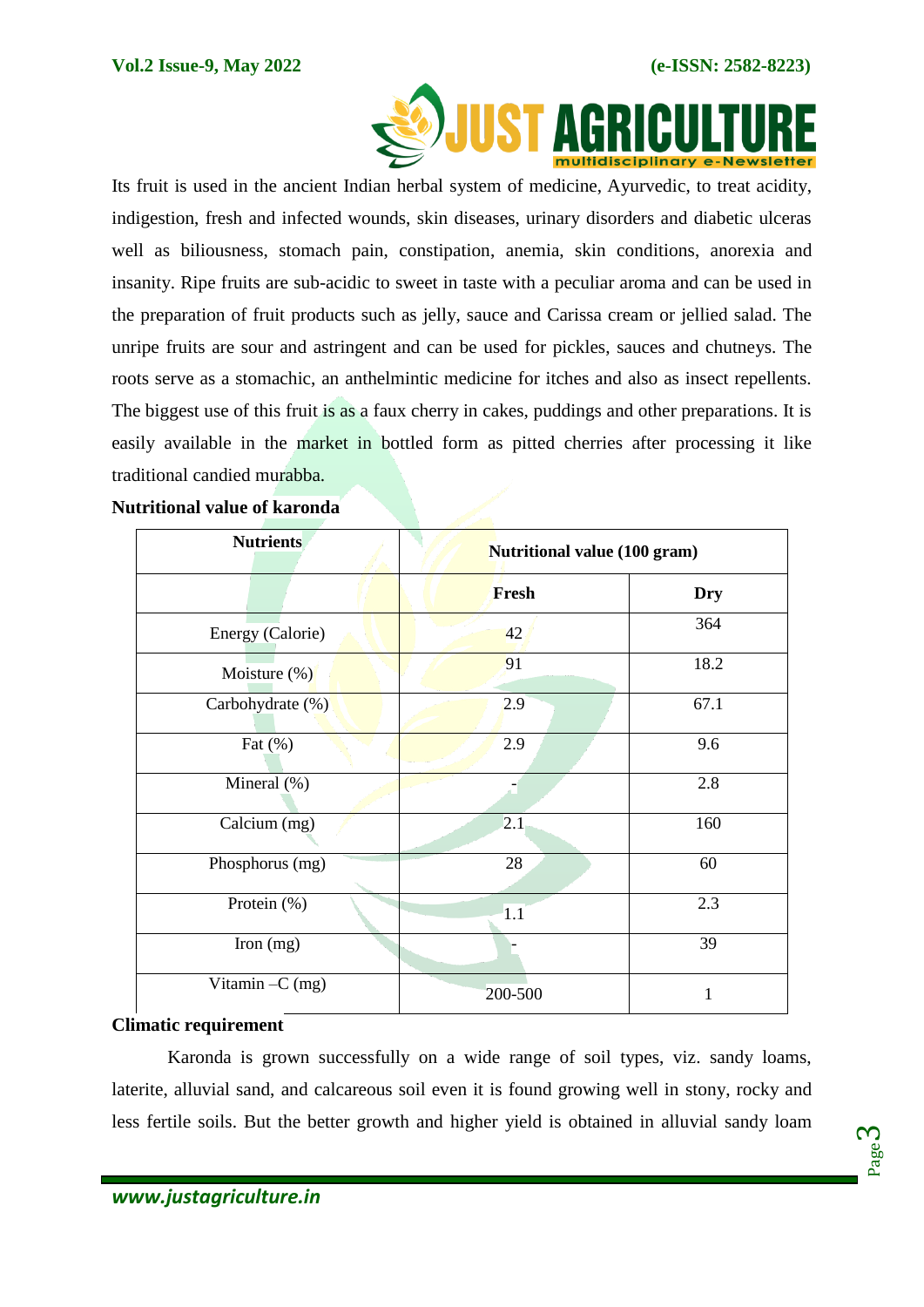Its fruit is used in the ancient Indian herbal system of medicine, Ayurvedic, to treat acidity, indigestion, fresh and infected wounds, skin diseases, urinary disorders and diabetic ulceras well as biliousness, stomach pain, constipation, anemia, skin conditions, anorexia and insanity. Ripe fruits are sub-acidic to sweet in taste with a peculiar aroma and can be used in the preparation of fruit products such as jelly, sauce and Carissa cream or jellied salad. The unripe fruits are sour and astringent and can be used for pickles, sauces and chutneys. The roots serve as a stomachic, an anthelmintic medicine for itches and also as insect repellents. The biggest use of this fruit is as a faux cherry in cakes, puddings and other preparations. It is easily available in the market in bottled form as pitted cherries after processing it like traditional candied murabba.

**Nutritional value of karonda**

| Nutrients | Nutritional value (100 gram) | |
|---|---|---|
| | Fresh | Dry |
| Energy (Calorie) | 42 | 364 |
| Moisture (%) | 91 | 18.2 |
| Carbohydrate (%) | 2.9 | 67.1 |
| Fat (%) | 2.9 | 9.6 |
| Mineral (%) | - | 2.8 |
| Calcium (mg) | 2.1 | 160 |
| Phosphorus (mg) | 28 | 60 |
| Protein (%) | 1.1 | 2.3 |
| Iron (mg) | - | 39 |
| Vitamin –C (mg) | 200-500 | 1 |

**Climatic requirement**

Karonda is grown successfully on a wide range of soil types, viz. sandy loams, laterite, alluvial sand, and calcareous soil even it is found growing well in stony, rocky and less fertile soils. But the better growth and higher yield is obtained in alluvial sandy loam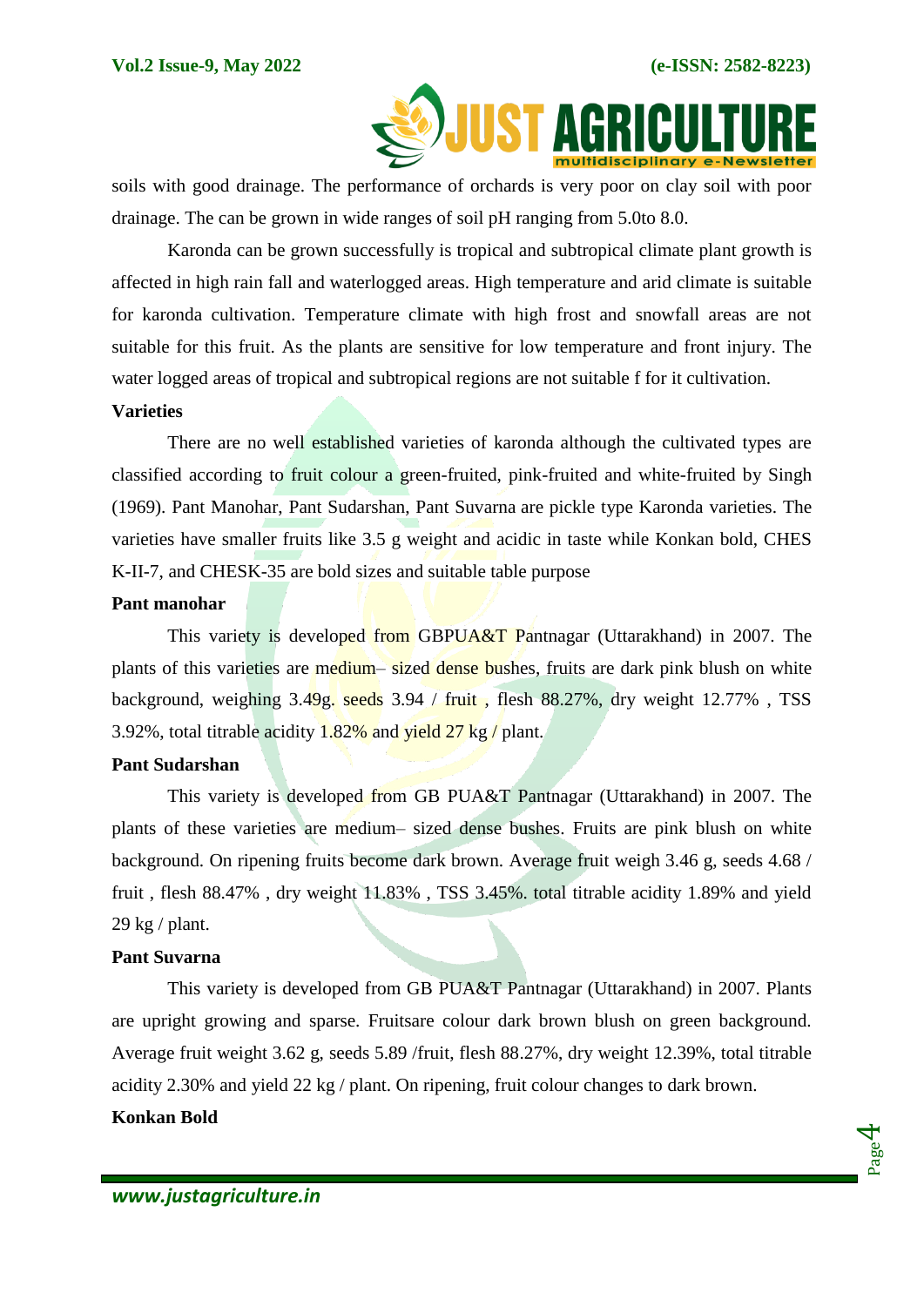soils with good drainage. The performance of orchards is very poor on clay soil with poor drainage. The can be grown in wide ranges of soil pH ranging from 5.0to 8.0.

Karonda can be grown successfully is tropical and subtropical climate plant growth is affected in high rain fall and waterlogged areas. High temperature and arid climate is suitable for karonda cultivation. Temperature climate with high frost and snowfall areas are not suitable for this fruit. As the plants are sensitive for low temperature and front injury. The water logged areas of tropical and subtropical regions are not suitable f for it cultivation.

**Varieties**

There are no well established varieties of karonda although the cultivated types are classified according to fruit colour a green-fruited, pink-fruited and white-fruited by Singh (1969). Pant Manohar, Pant Sudarshan, Pant Suvarna are pickle type Karonda varieties. The varieties have smaller fruits like 3.5 g weight and acidic in taste while Konkan bold, CHES K-II-7, and CHESK-35 are bold sizes and suitable table purpose

**Pant manohar**

This variety is developed from GBPUA&T Pantnagar (Uttarakhand) in 2007. The plants of this varieties are medium– sized dense bushes, fruits are dark pink blush on white background, weighing 3.49g. seeds 3.94 / fruit , flesh 88.27%, dry weight 12.77% , TSS 3.92%, total titrable acidity 1.82% and yield 27 kg / plant.

**Pant Sudarshan**

This variety is developed from GB PUA&T Pantnagar (Uttarakhand) in 2007. The plants of these varieties are medium– sized dense bushes. Fruits are pink blush on white background. On ripening fruits become dark brown. Average fruit weigh 3.46 g, seeds 4.68 / fruit , flesh 88.47% , dry weight 11.83% , TSS 3.45%. total titrable acidity 1.89% and yield 29 kg / plant.

**Pant Suvarna**

This variety is developed from GB PUA&T Pantnagar (Uttarakhand) in 2007. Plants are upright growing and sparse. Fruitsare colour dark brown blush on green background. Average fruit weight 3.62 g, seeds 5.89 /fruit, flesh 88.27%, dry weight 12.39%, total titrable acidity 2.30% and yield 22 kg / plant. On ripening, fruit colour changes to dark brown.

**Konkan Bold**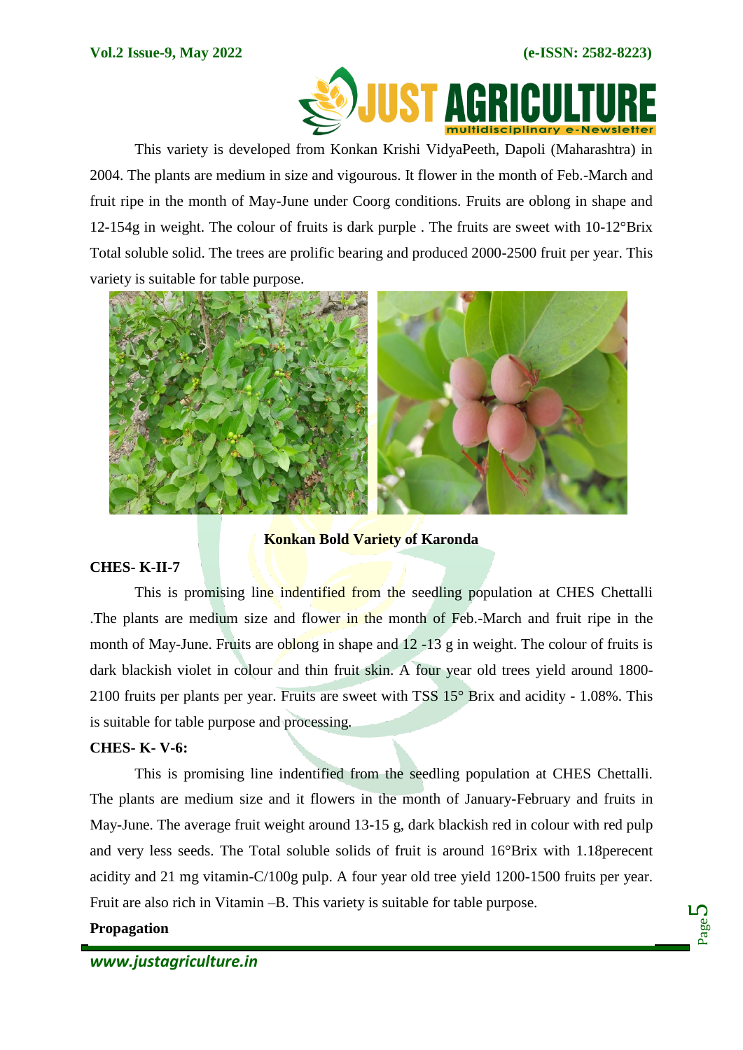This variety is developed from Konkan Krishi VidyaPeeth, Dapoli (Maharashtra) in 2004. The plants are medium in size and vigourous. It flower in the month of Feb.-March and fruit ripe in the month of May-June under Coorg conditions. Fruits are oblong in shape and 12-154g in weight. The colour of fruits is dark purple . The fruits are sweet with 10-12°Brix Total soluble solid. The trees are prolific bearing and produced 2000-2500 fruit per year. This variety is suitable for table purpose.

**Konkan Bold Variety of Karonda**

**CHES- K-II-7**

This is promising line indentified from the seedling population at CHES Chettalli .The plants are medium size and flower in the month of Feb.-March and fruit ripe in the month of May-June. Fruits are oblong in shape and 12 -13 g in weight. The colour of fruits is dark blackish violet in colour and thin fruit skin. A four year old trees yield around 1800-2100 fruits per plants per year. Fruits are sweet with TSS 15° Brix and acidity - 1.08%. This is suitable for table purpose and processing.

**CHES- K- V-6:**

This is promising line indentified from the seedling population at CHES Chettalli. The plants are medium size and it flowers in the month of January-February and fruits in May-June. The average fruit weight around 13-15 g, dark blackish red in colour with red pulp and very less seeds. The Total soluble solids of fruit is around 16°Brix with 1.18perecent acidity and 21 mg vitamin-C/100g pulp. A four year old tree yield 1200-1500 fruits per year. Fruit are also rich in Vitamin –B. This variety is suitable for table purpose.

**Propagation**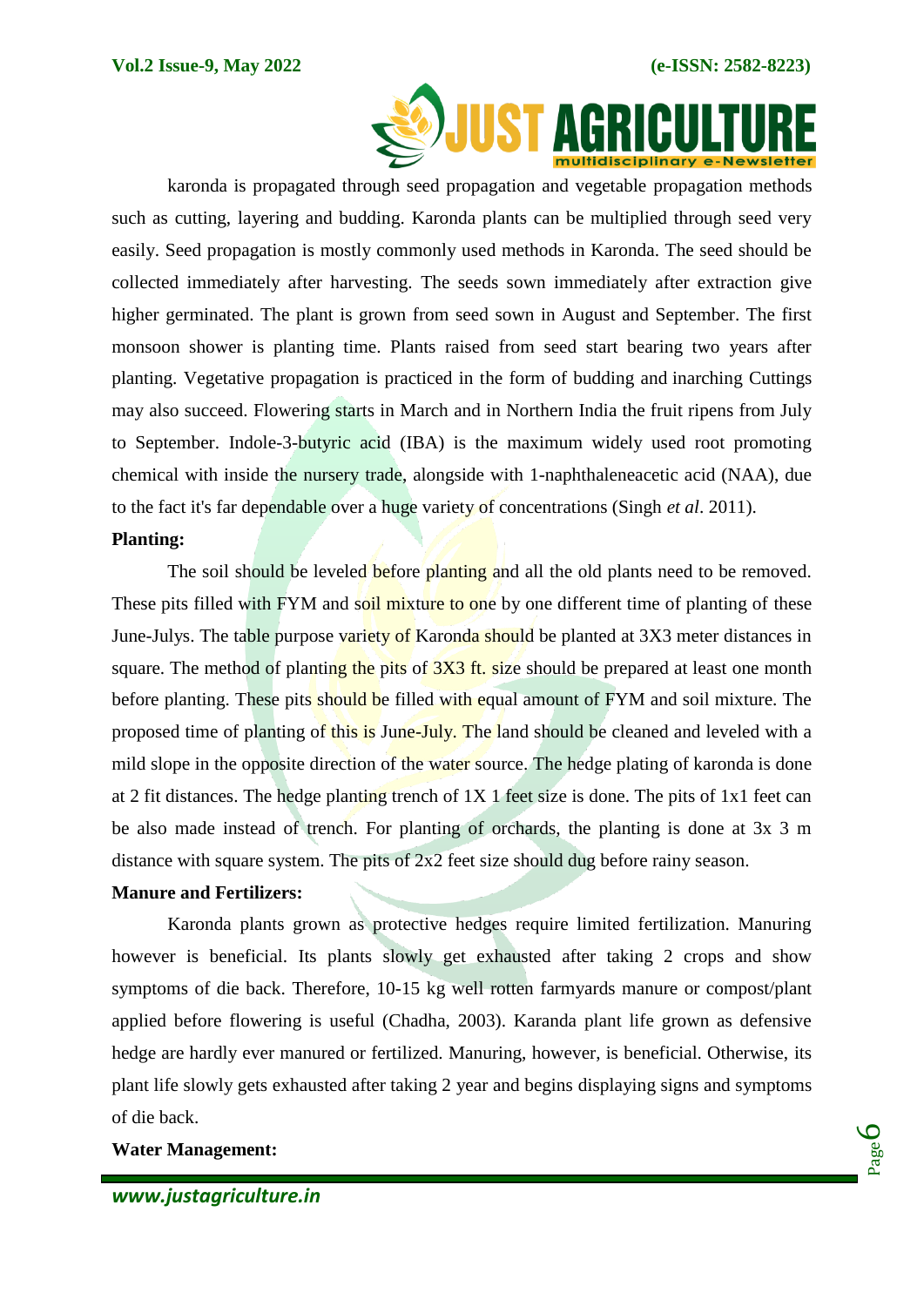karonda is propagated through seed propagation and vegetable propagation methods such as cutting, layering and budding. Karonda plants can be multiplied through seed very easily. Seed propagation is mostly commonly used methods in Karonda. The seed should be collected immediately after harvesting. The seeds sown immediately after extraction give higher germinated. The plant is grown from seed sown in August and September. The first monsoon shower is planting time. Plants raised from seed start bearing two years after planting. Vegetative propagation is practiced in the form of budding and inarching Cuttings may also succeed. Flowering starts in March and in Northern India the fruit ripens from July to September. Indole-3-butyric acid (IBA) is the maximum widely used root promoting chemical with inside the nursery trade, alongside with 1-naphthaleneacetic acid (NAA), due to the fact it's far dependable over a huge variety of concentrations (Singh *et al*. 2011).

**Planting:**

The soil should be leveled before planting and all the old plants need to be removed. These pits filled with FYM and soil mixture to one by one different time of planting of these June-Julys. The table purpose variety of Karonda should be planted at 3X3 meter distances in square. The method of planting the pits of 3X3 ft. size should be prepared at least one month before planting. These pits should be filled with equal amount of FYM and soil mixture. The proposed time of planting of this is June-July. The land should be cleaned and leveled with a mild slope in the opposite direction of the water source. The hedge plating of karonda is done at 2 fit distances. The hedge planting trench of 1X 1 feet size is done. The pits of 1x1 feet can be also made instead of trench. For planting of orchards, the planting is done at 3x 3 m distance with square system. The pits of 2x2 feet size should dug before rainy season.

**Manure and Fertilizers:**

Karonda plants grown as protective hedges require limited fertilization. Manuring however is beneficial. Its plants slowly get exhausted after taking 2 crops and show symptoms of die back. Therefore, 10-15 kg well rotten farmyards manure or compost/plant applied before flowering is useful (Chadha, 2003). Karanda plant life grown as defensive hedge are hardly ever manured or fertilized. Manuring, however, is beneficial. Otherwise, its plant life slowly gets exhausted after taking 2 year and begins displaying signs and symptoms of die back.

**Water Management:**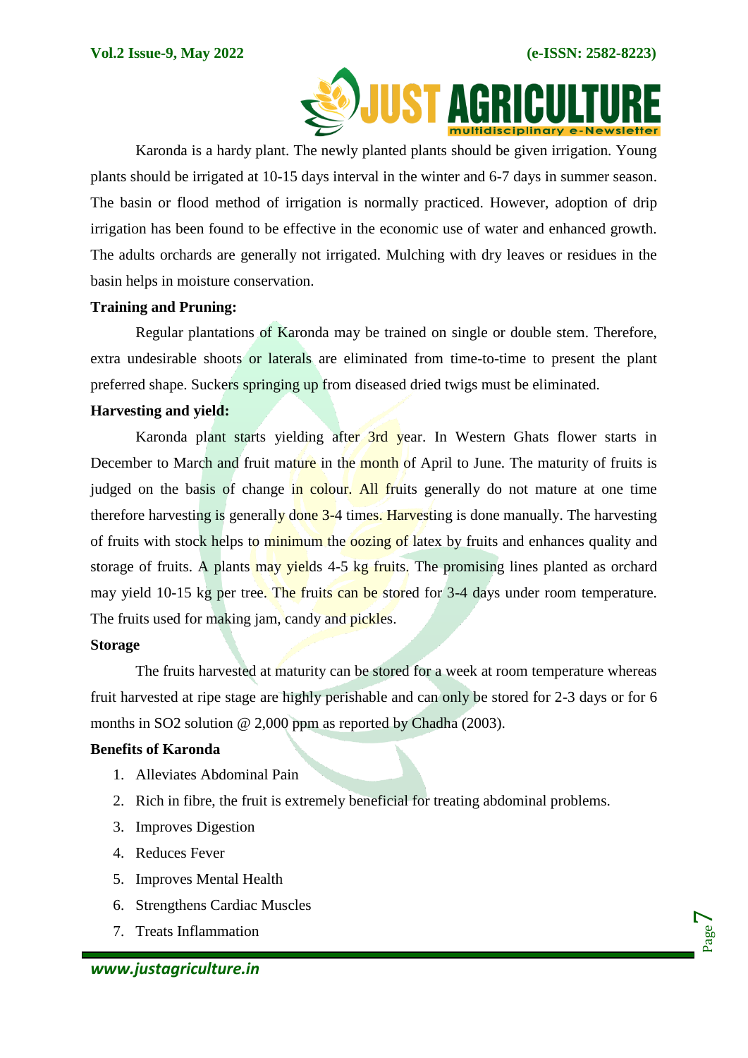Karonda is a hardy plant. The newly planted plants should be given irrigation. Young plants should be irrigated at 10-15 days interval in the winter and 6-7 days in summer season. The basin or flood method of irrigation is normally practiced. However, adoption of drip irrigation has been found to be effective in the economic use of water and enhanced growth. The adults orchards are generally not irrigated. Mulching with dry leaves or residues in the basin helps in moisture conservation.

**Training and Pruning:**

Regular plantations of Karonda may be trained on single or double stem. Therefore, extra undesirable shoots or laterals are eliminated from time-to-time to present the plant preferred shape. Suckers springing up from diseased dried twigs must be eliminated.

**Harvesting and yield:**

Karonda plant starts yielding after 3rd year. In Western Ghats flower starts in December to March and fruit mature in the month of April to June. The maturity of fruits is judged on the basis of change in colour. All fruits generally do not mature at one time therefore harvesting is generally done 3-4 times. Harvesting is done manually. The harvesting of fruits with stock helps to minimum the oozing of latex by fruits and enhances quality and storage of fruits. A plants may yields 4-5 kg fruits. The promising lines planted as orchard may yield 10-15 kg per tree. The fruits can be stored for 3-4 days under room temperature. The fruits used for making jam, candy and pickles.

**Storage**

The fruits harvested at maturity can be stored for a week at room temperature whereas fruit harvested at ripe stage are highly perishable and can only be stored for 2-3 days or for 6 months in $SO_2$ solution @ 2,000 ppm as reported by Chadha (2003).

**Benefits of Karonda**

1. Alleviates Abdominal Pain
2. Rich in fibre, the fruit is extremely beneficial for treating abdominal problems.
3. Improves Digestion
4. Reduces Fever
5. Improves Mental Health
6. Strengthens Cardiac Muscles
7. Treats Inflammation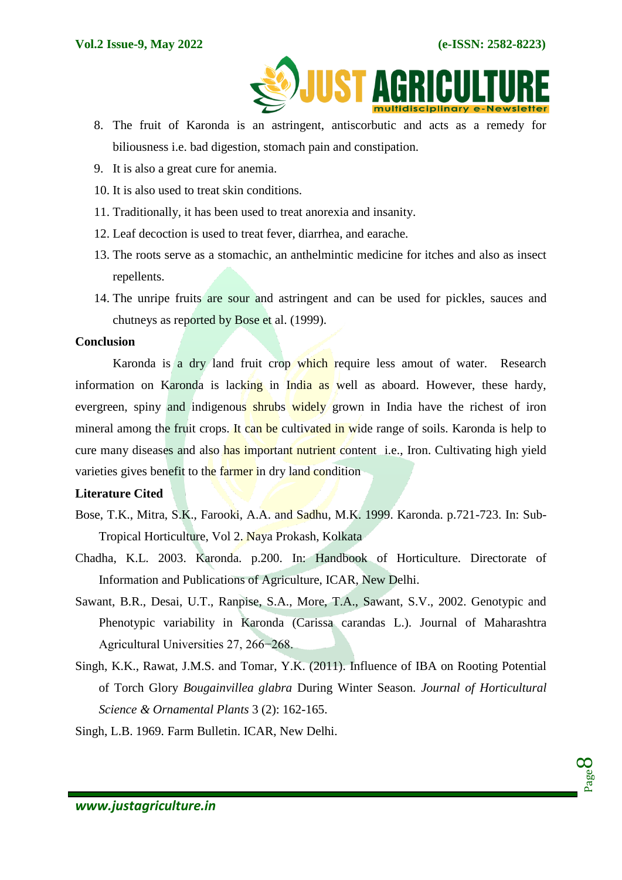8. The fruit of Karonda is an astringent, antiscorbutic and acts as a remedy for biliousness i.e. bad digestion, stomach pain and constipation.
9. It is also a great cure for anemia.
10. It is also used to treat skin conditions.
11. Traditionally, it has been used to treat anorexia and insanity.
12. Leaf decoction is used to treat fever, diarrhea, and earache.
13. The roots serve as a stomachic, an anthelmintic medicine for itches and also as insect repellents.
14. The unripe fruits are sour and astringent and can be used for pickles, sauces and chutneys as reported by Bose et al. (1999).

## Conclusion

Karonda is a dry land fruit crop which require less amout of water. Research information on Karonda is lacking in India as well as aboard. However, these hardy, evergreen, spiny and indigenous shrubs widely grown in India have the richest of iron mineral among the fruit crops. It can be cultivated in wide range of soils. Karonda is help to cure many diseases and also has important nutrient content i.e., Iron. Cultivating high yield varieties gives benefit to the farmer in dry land condition

## Literature Cited

Bose, T.K., Mitra, S.K., Farooki, A.A. and Sadhu, M.K. 1999. Karonda. p.721-723. In: Sub-Tropical Horticulture, Vol 2. Naya Prokash, Kolkata

Chadha, K.L. 2003. Karonda. p.200. In: Handbook of Horticulture. Directorate of Information and Publications of Agriculture, ICAR, New Delhi.

Sawant, B.R., Desai, U.T., Ranpise, S.A., More, T.A., Sawant, S.V., 2002. Genotypic and Phenotypic variability in Karonda (Carissa carandas L.). Journal of Maharashtra Agricultural Universities 27, 266−268.

Singh, K.K., Rawat, J.M.S. and Tomar, Y.K. (2011). Influence of IBA on Rooting Potential of Torch Glory *Bougainvillea glabra* During Winter Season. *Journal of Horticultural Science & Ornamental Plants* 3 (2): 162-165.

Singh, L.B. 1969. Farm Bulletin. ICAR, New Delhi.